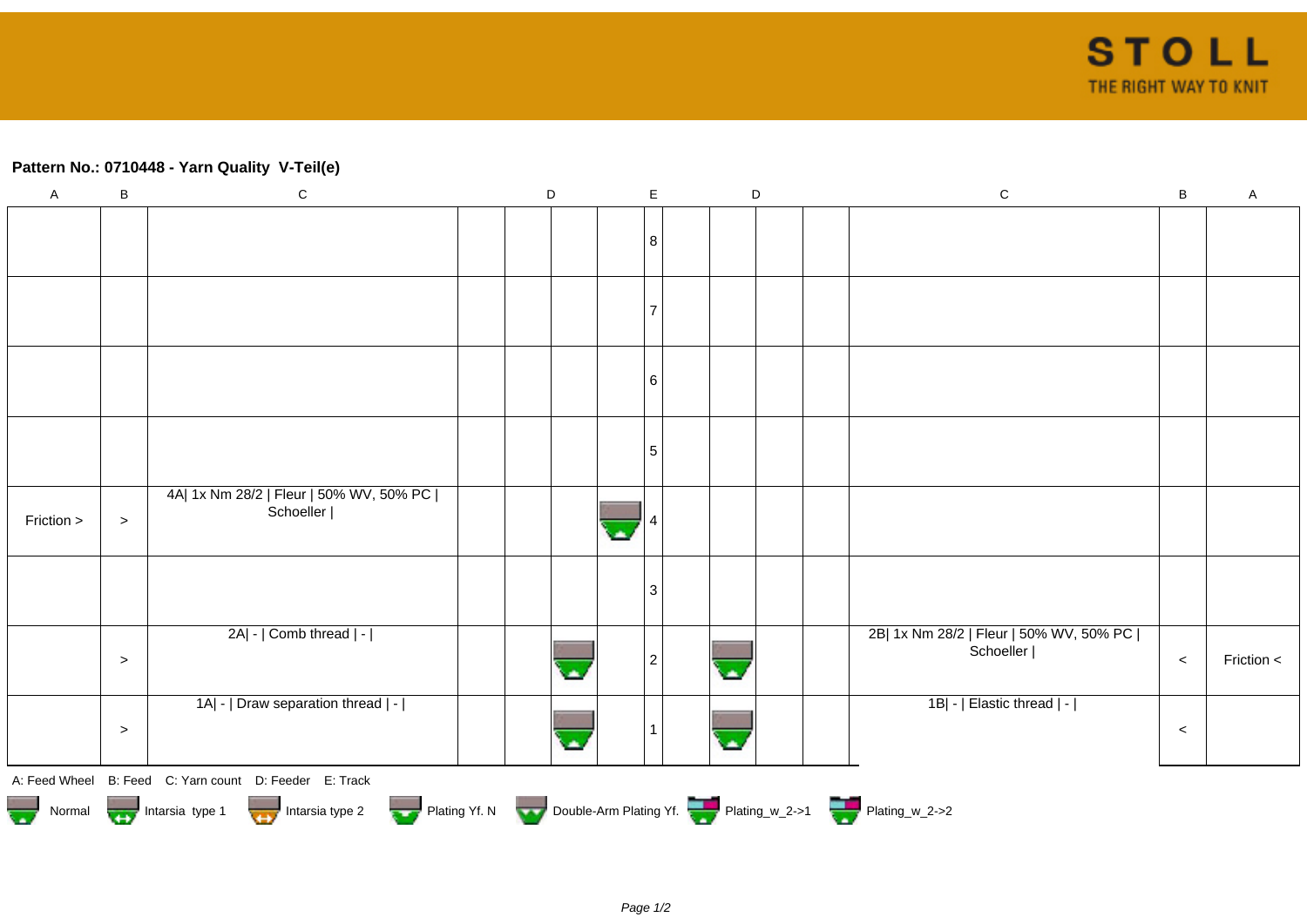**Pattern No.: 0710448 - Yarn Quality V-Teil(e)**

| A | B | C | D | D | D | D | E | D | D | D | D | C | B | A |
|---|---|---|---|---|---|---|---|---|---|---|---|---|---|---|
| | | | | | | | 8 | | | | | | | |
| | | | | | | | 7 | | | | | | | |
| | | | | | | | 6 | | | | | | | |
| | | | | | | | 5 | | | | | | | |
| Friction > | > | 4A\| 1x Nm 28/2 \| Fleur \| 50% WV, 50% PC \| Schoeller \| | | | | Normal | 4 | | | | | | | |
| | | | | | | | 3 | | | | | | | |
| | > | 2A\| - \| Comb thread \| - \| | | | Normal | | 2 | | Normal | | | 2B\| 1x Nm 28/2 \| Fleur \| 50% WV, 50% PC \| Schoeller \| | < | Friction < |
| | > | 1A\| - \| Draw separation thread \| - \| | | | Normal | | 1 | | Normal | | | 1B\| - \| Elastic thread \| - \| | < | |

A: Feed Wheel B: Feed C: Yarn count D: Feeder E: Track

Normal | Intarsia type 1 | Intarsia type 2 | Plating Yf. N | Double-Arm Plating Yf. | Plating_w_2->1 | Plating_w_2->2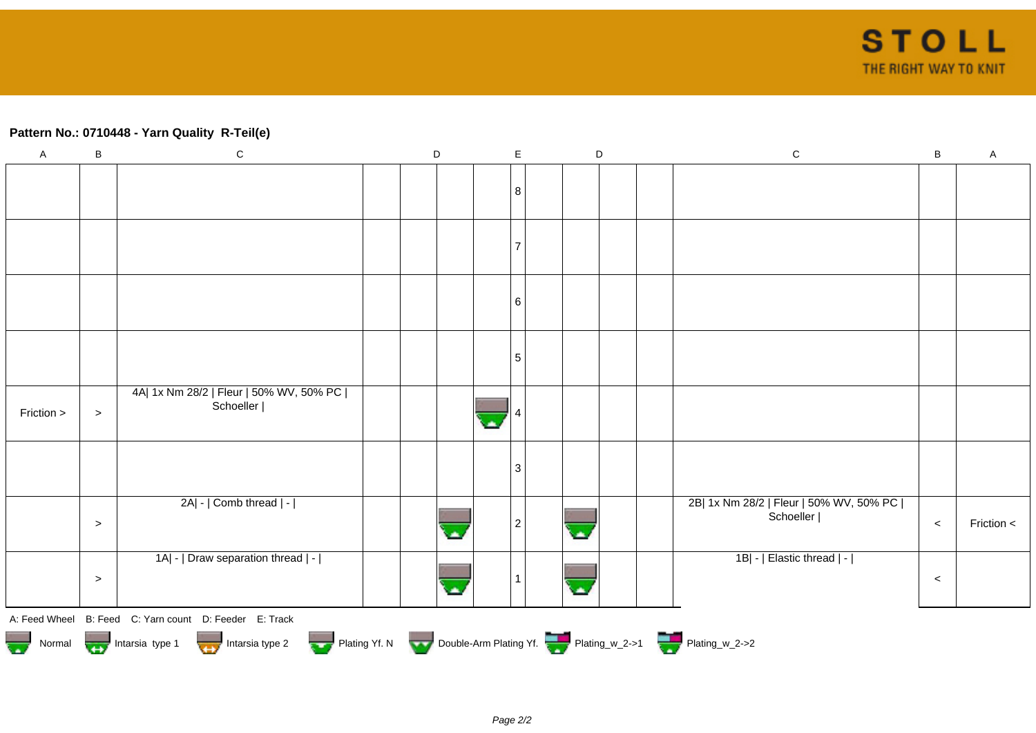**Pattern No.: 0710448 - Yarn Quality  R-Teil(e)**

| A | B | C | D | D | D | D | E | D | D | D | D | C | B | A |
|---|---|---|---|---|---|---|---|---|---|---|---|---|---|---|
| | | | | | | | 8 | | | | | | | |
| | | | | | | | 7 | | | | | | | |
| | | | | | | | 6 | | | | | | | |
| | | | | | | | 5 | | | | | | | |
| Friction > | > | 4A\| 1x Nm 28/2 \| Fleur \| 50% WV, 50% PC \| Schoeller \| | | | | Normal | 4 | | | | | | | |
| | | | | | | | 3 | | | | | | | |
| | > | 2A\| - \| Comb thread \| - \| | | | Normal | | 2 | | Normal | | | 2B\| 1x Nm 28/2 \| Fleur \| 50% WV, 50% PC \| Schoeller \| | < | Friction < |
| | > | 1A\| - \| Draw separation thread \| - \| | | | Normal | | 1 | | Normal | | | 1B\| - \| Elastic thread \| - \| | < | |

A: Feed Wheel B: Feed C: Yarn count D: Feeder E: Track

Normal  Intarsia type 1  Intarsia type 2  Plating Yf. N  Double-Arm Plating Yf.  Plating_w_2->1  Plating_w_2->2